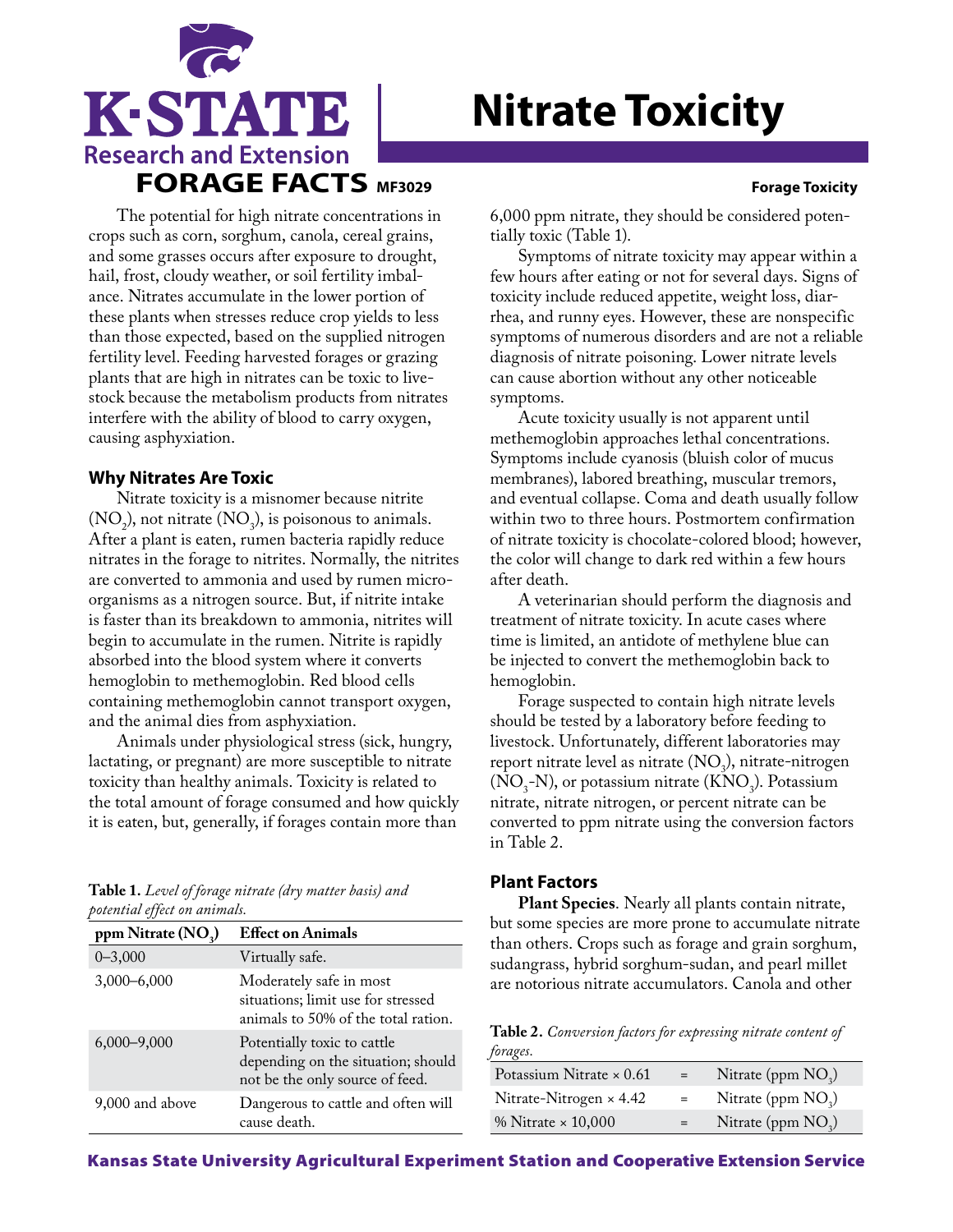# Nitrate Toxicity

K-STATE Research and Extension

FORAGE FACTS MF3029

**Forage Toxicity**

The potential for high nitrate concentrations in crops such as corn, sorghum, canola, cereal grains, and some grasses occurs after exposure to drought, hail, frost, cloudy weather, or soil fertility imbalance. Nitrates accumulate in the lower portion of these plants when stresses reduce crop yields to less than those expected, based on the supplied nitrogen fertility level. Feeding harvested forages or grazing plants that are high in nitrates can be toxic to livestock because the metabolism products from nitrates interfere with the ability of blood to carry oxygen, causing asphyxiation.

## Why Nitrates Are Toxic

Nitrate toxicity is a misnomer because nitrite ($NO_2$), not nitrate ($NO_3$), is poisonous to animals. After a plant is eaten, rumen bacteria rapidly reduce nitrates in the forage to nitrites. Normally, the nitrites are converted to ammonia and used by rumen microorganisms as a nitrogen source. But, if nitrite intake is faster than its breakdown to ammonia, nitrites will begin to accumulate in the rumen. Nitrite is rapidly absorbed into the blood system where it converts hemoglobin to methemoglobin. Red blood cells containing methemoglobin cannot transport oxygen, and the animal dies from asphyxiation.

Animals under physiological stress (sick, hungry, lactating, or pregnant) are more susceptible to nitrate toxicity than healthy animals. Toxicity is related to the total amount of forage consumed and how quickly it is eaten, but, generally, if forages contain more than 6,000 ppm nitrate, they should be considered potentially toxic (Table 1).

**Table 1.** *Level of forage nitrate (dry matter basis) and potential effect on animals.*

| ppm Nitrate ($NO_3$) | Effect on Animals |
|---|---|
| 0–3,000 | Virtually safe. |
| 3,000–6,000 | Moderately safe in most situations; limit use for stressed animals to 50% of the total ration. |
| 6,000–9,000 | Potentially toxic to cattle depending on the situation; should not be the only source of feed. |
| 9,000 and above | Dangerous to cattle and often will cause death. |

Symptoms of nitrate toxicity may appear within a few hours after eating or not for several days. Signs of toxicity include reduced appetite, weight loss, diarrhea, and runny eyes. However, these are nonspecific symptoms of numerous disorders and are not a reliable diagnosis of nitrate poisoning. Lower nitrate levels can cause abortion without any other noticeable symptoms.

Acute toxicity usually is not apparent until methemoglobin approaches lethal concentrations. Symptoms include cyanosis (bluish color of mucus membranes), labored breathing, muscular tremors, and eventual collapse. Coma and death usually follow within two to three hours. Postmortem confirmation of nitrate toxicity is chocolate-colored blood; however, the color will change to dark red within a few hours after death.

A veterinarian should perform the diagnosis and treatment of nitrate toxicity. In acute cases where time is limited, an antidote of methylene blue can be injected to convert the methemoglobin back to hemoglobin.

Forage suspected to contain high nitrate levels should be tested by a laboratory before feeding to livestock. Unfortunately, different laboratories may report nitrate level as nitrate ($NO_3$), nitrate-nitrogen ($NO_3$-N), or potassium nitrate ($KNO_3$). Potassium nitrate, nitrate nitrogen, or percent nitrate can be converted to ppm nitrate using the conversion factors in Table 2.

**Table 2.** *Conversion factors for expressing nitrate content of forages.*

| | | |
|---|---|---|
| Potassium Nitrate × 0.61 | = | Nitrate (ppm $NO_3$) |
| Nitrate-Nitrogen × 4.42 | = | Nitrate (ppm $NO_3$) |
| % Nitrate × 10,000 | = | Nitrate (ppm $NO_3$) |

## Plant Factors

**Plant Species**. Nearly all plants contain nitrate, but some species are more prone to accumulate nitrate than others. Crops such as forage and grain sorghum, sudangrass, hybrid sorghum-sudan, and pearl millet are notorious nitrate accumulators. Canola and other

Kansas State University Agricultural Experiment Station and Cooperative Extension Service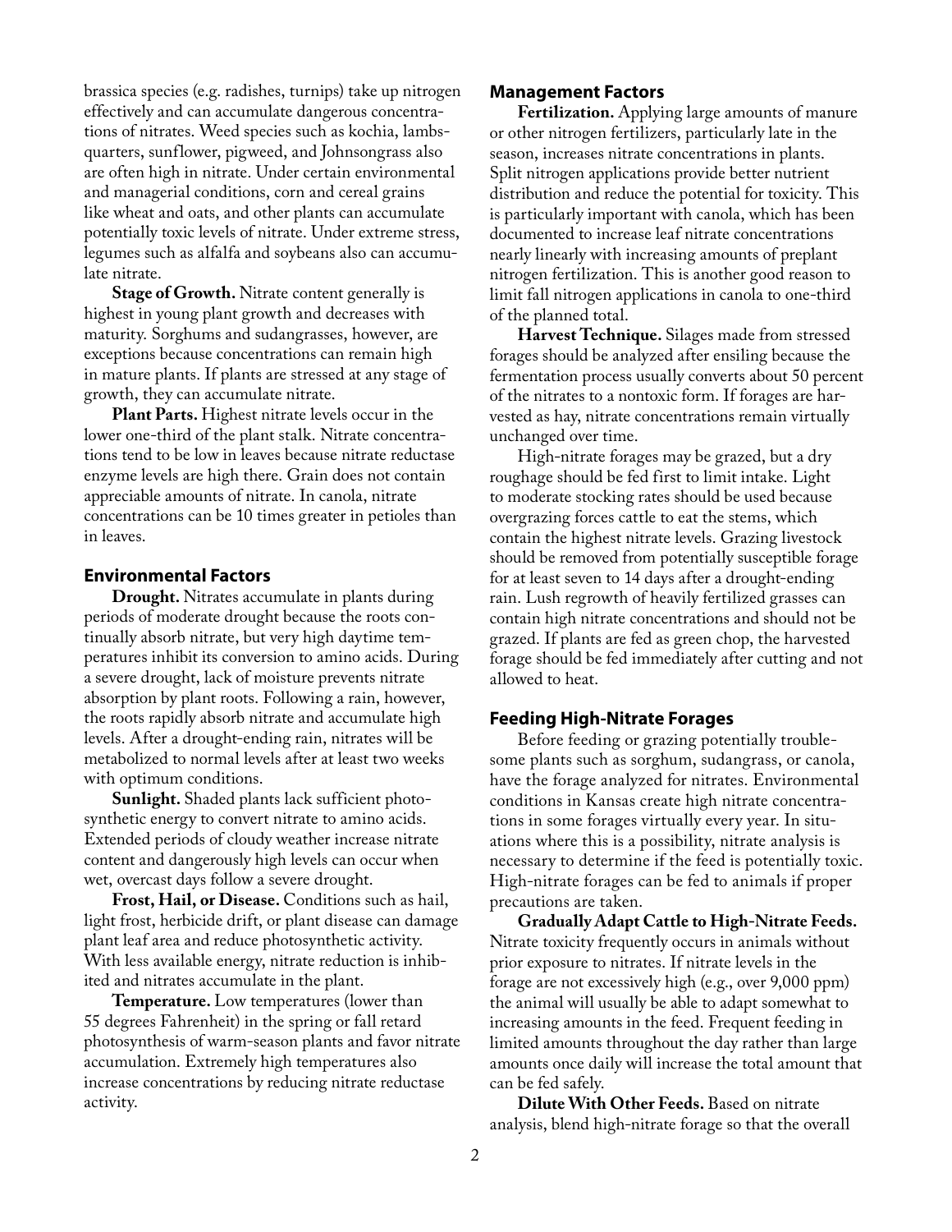brassica species (e.g. radishes, turnips) take up nitrogen effectively and can accumulate dangerous concentrations of nitrates. Weed species such as kochia, lambsquarters, sunflower, pigweed, and Johnsongrass also are often high in nitrate. Under certain environmental and managerial conditions, corn and cereal grains like wheat and oats, and other plants can accumulate potentially toxic levels of nitrate. Under extreme stress, legumes such as alfalfa and soybeans also can accumulate nitrate.

**Stage of Growth.** Nitrate content generally is highest in young plant growth and decreases with maturity. Sorghums and sudangrasses, however, are exceptions because concentrations can remain high in mature plants. If plants are stressed at any stage of growth, they can accumulate nitrate.

**Plant Parts.** Highest nitrate levels occur in the lower one-third of the plant stalk. Nitrate concentrations tend to be low in leaves because nitrate reductase enzyme levels are high there. Grain does not contain appreciable amounts of nitrate. In canola, nitrate concentrations can be 10 times greater in petioles than in leaves.

### Environmental Factors

**Drought.** Nitrates accumulate in plants during periods of moderate drought because the roots continually absorb nitrate, but very high daytime temperatures inhibit its conversion to amino acids. During a severe drought, lack of moisture prevents nitrate absorption by plant roots. Following a rain, however, the roots rapidly absorb nitrate and accumulate high levels. After a drought-ending rain, nitrates will be metabolized to normal levels after at least two weeks with optimum conditions.

**Sunlight.** Shaded plants lack sufficient photosynthetic energy to convert nitrate to amino acids. Extended periods of cloudy weather increase nitrate content and dangerously high levels can occur when wet, overcast days follow a severe drought.

**Frost, Hail, or Disease.** Conditions such as hail, light frost, herbicide drift, or plant disease can damage plant leaf area and reduce photosynthetic activity. With less available energy, nitrate reduction is inhibited and nitrates accumulate in the plant.

**Temperature.** Low temperatures (lower than 55 degrees Fahrenheit) in the spring or fall retard photosynthesis of warm-season plants and favor nitrate accumulation. Extremely high temperatures also increase concentrations by reducing nitrate reductase activity.

### Management Factors

**Fertilization.** Applying large amounts of manure or other nitrogen fertilizers, particularly late in the season, increases nitrate concentrations in plants. Split nitrogen applications provide better nutrient distribution and reduce the potential for toxicity. This is particularly important with canola, which has been documented to increase leaf nitrate concentrations nearly linearly with increasing amounts of preplant nitrogen fertilization. This is another good reason to limit fall nitrogen applications in canola to one-third of the planned total.

**Harvest Technique.** Silages made from stressed forages should be analyzed after ensiling because the fermentation process usually converts about 50 percent of the nitrates to a nontoxic form. If forages are harvested as hay, nitrate concentrations remain virtually unchanged over time.

High-nitrate forages may be grazed, but a dry roughage should be fed first to limit intake. Light to moderate stocking rates should be used because overgrazing forces cattle to eat the stems, which contain the highest nitrate levels. Grazing livestock should be removed from potentially susceptible forage for at least seven to 14 days after a drought-ending rain. Lush regrowth of heavily fertilized grasses can contain high nitrate concentrations and should not be grazed. If plants are fed as green chop, the harvested forage should be fed immediately after cutting and not allowed to heat.

### Feeding High-Nitrate Forages

Before feeding or grazing potentially troublesome plants such as sorghum, sudangrass, or canola, have the forage analyzed for nitrates. Environmental conditions in Kansas create high nitrate concentrations in some forages virtually every year. In situations where this is a possibility, nitrate analysis is necessary to determine if the feed is potentially toxic. High-nitrate forages can be fed to animals if proper precautions are taken.

**Gradually Adapt Cattle to High-Nitrate Feeds.** Nitrate toxicity frequently occurs in animals without prior exposure to nitrates. If nitrate levels in the forage are not excessively high (e.g., over 9,000 ppm) the animal will usually be able to adapt somewhat to increasing amounts in the feed. Frequent feeding in limited amounts throughout the day rather than large amounts once daily will increase the total amount that can be fed safely.

**Dilute With Other Feeds.** Based on nitrate analysis, blend high-nitrate forage so that the overall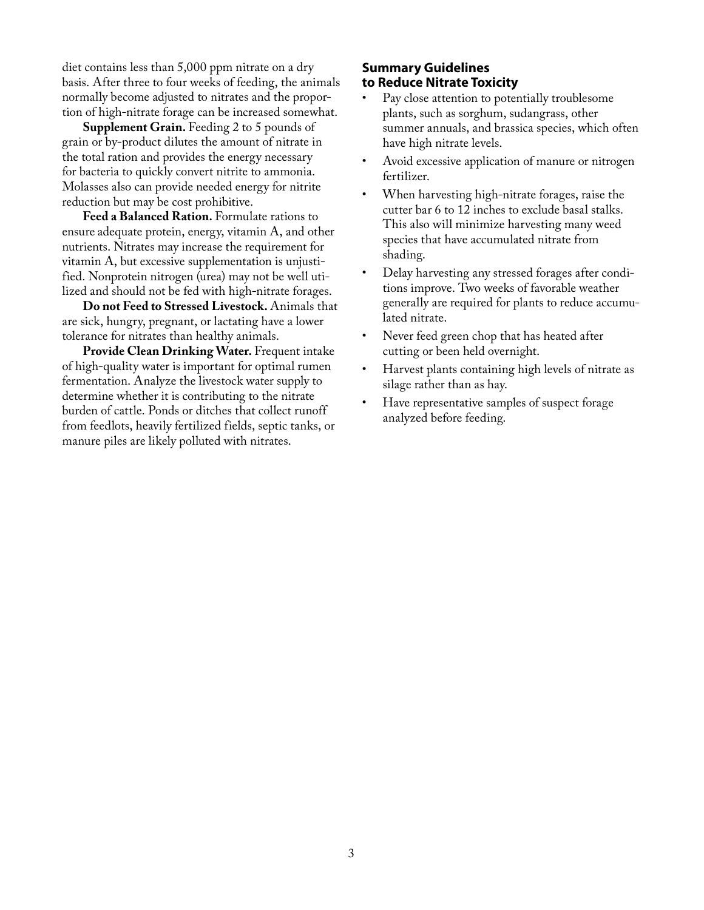diet contains less than 5,000 ppm nitrate on a dry basis. After three to four weeks of feeding, the animals normally become adjusted to nitrates and the proportion of high-nitrate forage can be increased somewhat.

**Supplement Grain.** Feeding 2 to 5 pounds of grain or by-product dilutes the amount of nitrate in the total ration and provides the energy necessary for bacteria to quickly convert nitrite to ammonia. Molasses also can provide needed energy for nitrite reduction but may be cost prohibitive.

**Feed a Balanced Ration.** Formulate rations to ensure adequate protein, energy, vitamin A, and other nutrients. Nitrates may increase the requirement for vitamin A, but excessive supplementation is unjustified. Nonprotein nitrogen (urea) may not be well utilized and should not be fed with high-nitrate forages.

**Do not Feed to Stressed Livestock.** Animals that are sick, hungry, pregnant, or lactating have a lower tolerance for nitrates than healthy animals.

**Provide Clean Drinking Water.** Frequent intake of high-quality water is important for optimal rumen fermentation. Analyze the livestock water supply to determine whether it is contributing to the nitrate burden of cattle. Ponds or ditches that collect runoff from feedlots, heavily fertilized fields, septic tanks, or manure piles are likely polluted with nitrates.

## Summary Guidelines to Reduce Nitrate Toxicity

- Pay close attention to potentially troublesome plants, such as sorghum, sudangrass, other summer annuals, and brassica species, which often have high nitrate levels.
- Avoid excessive application of manure or nitrogen fertilizer.
- When harvesting high-nitrate forages, raise the cutter bar 6 to 12 inches to exclude basal stalks. This also will minimize harvesting many weed species that have accumulated nitrate from shading.
- Delay harvesting any stressed forages after conditions improve. Two weeks of favorable weather generally are required for plants to reduce accumulated nitrate.
- Never feed green chop that has heated after cutting or been held overnight.
- Harvest plants containing high levels of nitrate as silage rather than as hay.
- Have representative samples of suspect forage analyzed before feeding.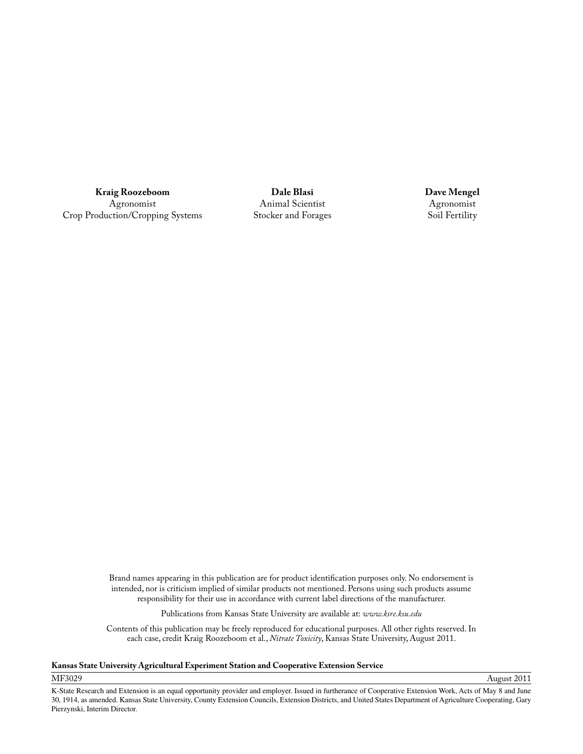**Kraig Roozeboom**
Agronomist
Crop Production/Cropping Systems

**Dale Blasi**
Animal Scientist
Stocker and Forages

**Dave Mengel**
Agronomist
Soil Fertility

Brand names appearing in this publication are for product identification purposes only. No endorsement is intended, nor is criticism implied of similar products not mentioned. Persons using such products assume responsibility for their use in accordance with current label directions of the manufacturer.

Publications from Kansas State University are available at: *www.ksre.ksu.edu*

Contents of this publication may be freely reproduced for educational purposes. All other rights reserved. In each case, credit Kraig Roozeboom et al., *Nitrate Toxicity*, Kansas State University, August 2011.

**Kansas State University Agricultural Experiment Station and Cooperative Extension Service**

MF3029 August 2011

K-State Research and Extension is an equal opportunity provider and employer. Issued in furtherance of Cooperative Extension Work, Acts of May 8 and June 30, 1914, as amended. Kansas State University, County Extension Councils, Extension Districts, and United States Department of Agriculture Cooperating, Gary Pierzynski, Interim Director.